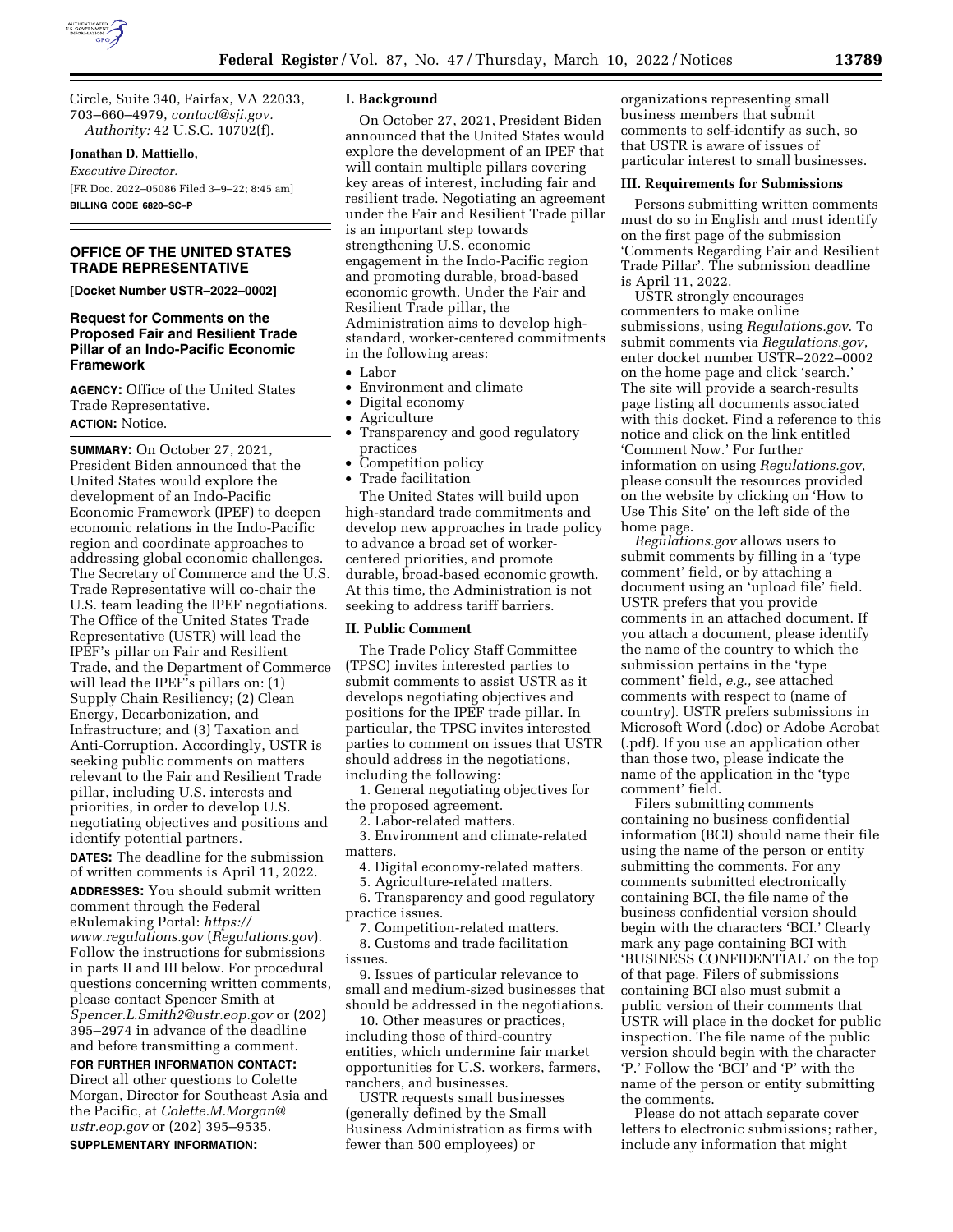Circle, Suite 340, Fairfax, VA 22033, 703–660–4979, *contact@sji.gov.*

*Authority:* 42 U.S.C. 10702(f).

**Jonathan D. Mattiello,**

*Executive Director.*

[FR Doc. 2022–05086 Filed 3–9–22; 8:45 am]

**BILLING CODE 6820–SC–P**

## OFFICE OF THE UNITED STATES TRADE REPRESENTATIVE

**[Docket Number USTR–2022–0002]**

## Request for Comments on the Proposed Fair and Resilient Trade Pillar of an Indo-Pacific Economic Framework

**AGENCY:** Office of the United States Trade Representative.

**ACTION:** Notice.

**SUMMARY:** On October 27, 2021, President Biden announced that the United States would explore the development of an Indo-Pacific Economic Framework (IPEF) to deepen economic relations in the Indo-Pacific region and coordinate approaches to addressing global economic challenges. The Secretary of Commerce and the U.S. Trade Representative will co-chair the U.S. team leading the IPEF negotiations. The Office of the United States Trade Representative (USTR) will lead the IPEF's pillar on Fair and Resilient Trade, and the Department of Commerce will lead the IPEF's pillars on: (1) Supply Chain Resiliency; (2) Clean Energy, Decarbonization, and Infrastructure; and (3) Taxation and Anti-Corruption. Accordingly, USTR is seeking public comments on matters relevant to the Fair and Resilient Trade pillar, including U.S. interests and priorities, in order to develop U.S. negotiating objectives and positions and identify potential partners.

**DATES:** The deadline for the submission of written comments is April 11, 2022.

**ADDRESSES:** You should submit written comment through the Federal eRulemaking Portal: *https://www.regulations.gov* (*Regulations.gov*). Follow the instructions for submissions in parts II and III below. For procedural questions concerning written comments, please contact Spencer Smith at *Spencer.L.Smith2@ustr.eop.gov* or (202) 395–2974 in advance of the deadline and before transmitting a comment.

**FOR FURTHER INFORMATION CONTACT:** Direct all other questions to Colette Morgan, Director for Southeast Asia and the Pacific, at *Colette.M.Morgan@ustr.eop.gov* or (202) 395–9535.

**SUPPLEMENTARY INFORMATION:**

### I. Background

On October 27, 2021, President Biden announced that the United States would explore the development of an IPEF that will contain multiple pillars covering key areas of interest, including fair and resilient trade. Negotiating an agreement under the Fair and Resilient Trade pillar is an important step towards strengthening U.S. economic engagement in the Indo-Pacific region and promoting durable, broad-based economic growth. Under the Fair and Resilient Trade pillar, the Administration aims to develop high-standard, worker-centered commitments in the following areas:

- Labor
- Environment and climate
- Digital economy
- Agriculture
- Transparency and good regulatory practices
- Competition policy
- Trade facilitation

The United States will build upon high-standard trade commitments and develop new approaches in trade policy to advance a broad set of worker-centered priorities, and promote durable, broad-based economic growth. At this time, the Administration is not seeking to address tariff barriers.

### II. Public Comment

The Trade Policy Staff Committee (TPSC) invites interested parties to submit comments to assist USTR as it develops negotiating objectives and positions for the IPEF trade pillar. In particular, the TPSC invites interested parties to comment on issues that USTR should address in the negotiations, including the following:

1. General negotiating objectives for the proposed agreement.
2. Labor-related matters.
3. Environment and climate-related matters.
4. Digital economy-related matters.
5. Agriculture-related matters.
6. Transparency and good regulatory practice issues.
7. Competition-related matters.
8. Customs and trade facilitation issues.
9. Issues of particular relevance to small and medium-sized businesses that should be addressed in the negotiations.
10. Other measures or practices, including those of third-country entities, which undermine fair market opportunities for U.S. workers, farmers, ranchers, and businesses.

USTR requests small businesses (generally defined by the Small Business Administration as firms with fewer than 500 employees) or organizations representing small business members that submit comments to self-identify as such, so that USTR is aware of issues of particular interest to small businesses.

### III. Requirements for Submissions

Persons submitting written comments must do so in English and must identify on the first page of the submission 'Comments Regarding Fair and Resilient Trade Pillar'. The submission deadline is April 11, 2022.

USTR strongly encourages commenters to make online submissions, using *Regulations.gov*. To submit comments via *Regulations.gov*, enter docket number USTR–2022–0002 on the home page and click 'search.' The site will provide a search-results page listing all documents associated with this docket. Find a reference to this notice and click on the link entitled 'Comment Now.' For further information on using *Regulations.gov*, please consult the resources provided on the website by clicking on 'How to Use This Site' on the left side of the home page.

*Regulations.gov* allows users to submit comments by filling in a 'type comment' field, or by attaching a document using an 'upload file' field. USTR prefers that you provide comments in an attached document. If you attach a document, please identify the name of the country to which the submission pertains in the 'type comment' field, *e.g.,* see attached comments with respect to (name of country). USTR prefers submissions in Microsoft Word (.doc) or Adobe Acrobat (.pdf). If you use an application other than those two, please indicate the name of the application in the 'type comment' field.

Filers submitting comments containing no business confidential information (BCI) should name their file using the name of the person or entity submitting the comments. For any comments submitted electronically containing BCI, the file name of the business confidential version should begin with the characters 'BCI.' Clearly mark any page containing BCI with 'BUSINESS CONFIDENTIAL' on the top of that page. Filers of submissions containing BCI also must submit a public version of their comments that USTR will place in the docket for public inspection. The file name of the public version should begin with the character 'P.' Follow the 'BCI' and 'P' with the name of the person or entity submitting the comments.

Please do not attach separate cover letters to electronic submissions; rather, include any information that might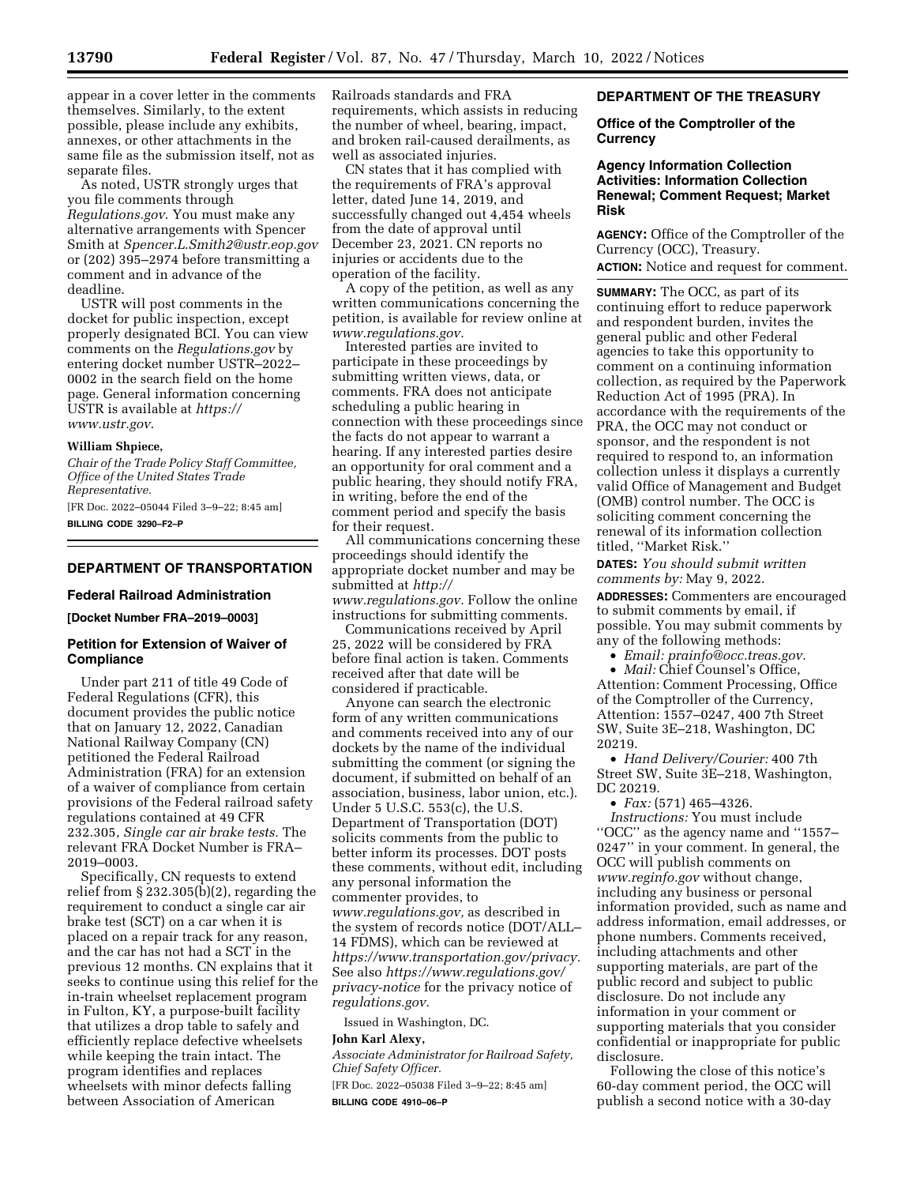appear in a cover letter in the comments themselves. Similarly, to the extent possible, please include any exhibits, annexes, or other attachments in the same file as the submission itself, not as separate files.

As noted, USTR strongly urges that you file comments through *Regulations.gov*. You must make any alternative arrangements with Spencer Smith at *Spencer.L.Smith2@ustr.eop.gov* or (202) 395–2974 before transmitting a comment and in advance of the deadline.

USTR will post comments in the docket for public inspection, except properly designated BCI. You can view comments on the *Regulations.gov* by entering docket number USTR–2022–0002 in the search field on the home page. General information concerning USTR is available at *https://www.ustr.gov*.

**William Shpiece,**

*Chair of the Trade Policy Staff Committee, Office of the United States Trade Representative.*

[FR Doc. 2022–05044 Filed 3–9–22; 8:45 am]

**BILLING CODE 3290–F2–P**

## DEPARTMENT OF TRANSPORTATION

### Federal Railroad Administration

**[Docket Number FRA–2019–0003]**

### Petition for Extension of Waiver of Compliance

Under part 211 of title 49 Code of Federal Regulations (CFR), this document provides the public notice that on January 12, 2022, Canadian National Railway Company (CN) petitioned the Federal Railroad Administration (FRA) for an extension of a waiver of compliance from certain provisions of the Federal railroad safety regulations contained at 49 CFR 232.305, *Single car air brake tests.* The relevant FRA Docket Number is FRA–2019–0003.

Specifically, CN requests to extend relief from § 232.305(b)(2), regarding the requirement to conduct a single car air brake test (SCT) on a car when it is placed on a repair track for any reason, and the car has not had a SCT in the previous 12 months. CN explains that it seeks to continue using this relief for the in-train wheelset replacement program in Fulton, KY, a purpose-built facility that utilizes a drop table to safely and efficiently replace defective wheelsets while keeping the train intact. The program identifies and replaces wheelsets with minor defects falling between Association of American Railroads standards and FRA requirements, which assists in reducing the number of wheel, bearing, impact, and broken rail-caused derailments, as well as associated injuries.

CN states that it has complied with the requirements of FRA's approval letter, dated June 14, 2019, and successfully changed out 4,454 wheels from the date of approval until December 23, 2021. CN reports no injuries or accidents due to the operation of the facility.

A copy of the petition, as well as any written communications concerning the petition, is available for review online at *www.regulations.gov.*

Interested parties are invited to participate in these proceedings by submitting written views, data, or comments. FRA does not anticipate scheduling a public hearing in connection with these proceedings since the facts do not appear to warrant a hearing. If any interested parties desire an opportunity for oral comment and a public hearing, they should notify FRA, in writing, before the end of the comment period and specify the basis for their request.

All communications concerning these proceedings should identify the appropriate docket number and may be submitted at *http://www.regulations.gov.* Follow the online instructions for submitting comments.

Communications received by April 25, 2022 will be considered by FRA before final action is taken. Comments received after that date will be considered if practicable.

Anyone can search the electronic form of any written communications and comments received into any of our dockets by the name of the individual submitting the comment (or signing the document, if submitted on behalf of an association, business, labor union, etc.). Under 5 U.S.C. 553(c), the U.S. Department of Transportation (DOT) solicits comments from the public to better inform its processes. DOT posts these comments, without edit, including any personal information the commenter provides, to *www.regulations.gov,* as described in the system of records notice (DOT/ALL–14 FDMS), which can be reviewed at *https://www.transportation.gov/privacy.* See also *https://www.regulations.gov/privacy-notice* for the privacy notice of *regulations.gov.*

Issued in Washington, DC.

**John Karl Alexy,**

*Associate Administrator for Railroad Safety, Chief Safety Officer.*

[FR Doc. 2022–05038 Filed 3–9–22; 8:45 am]

**BILLING CODE 4910–06–P**

## DEPARTMENT OF THE TREASURY

### Office of the Comptroller of the Currency

### Agency Information Collection Activities: Information Collection Renewal; Comment Request; Market Risk

**AGENCY:** Office of the Comptroller of the Currency (OCC), Treasury.

**ACTION:** Notice and request for comment.

**SUMMARY:** The OCC, as part of its continuing effort to reduce paperwork and respondent burden, invites the general public and other Federal agencies to take this opportunity to comment on a continuing information collection, as required by the Paperwork Reduction Act of 1995 (PRA). In accordance with the requirements of the PRA, the OCC may not conduct or sponsor, and the respondent is not required to respond to, an information collection unless it displays a currently valid Office of Management and Budget (OMB) control number. The OCC is soliciting comment concerning the renewal of its information collection titled, ''Market Risk.''

**DATES:** *You should submit written comments by:* May 9, 2022.

**ADDRESSES:** Commenters are encouraged to submit comments by email, if possible. You may submit comments by any of the following methods:

- *Email: prainfo@occ.treas.gov.*
- *Mail:* Chief Counsel's Office, Attention: Comment Processing, Office of the Comptroller of the Currency, Attention: 1557–0247, 400 7th Street SW, Suite 3E–218, Washington, DC 20219.
- *Hand Delivery/Courier:* 400 7th Street SW, Suite 3E–218, Washington, DC 20219.
- *Fax:* (571) 465–4326.

*Instructions:* You must include ''OCC'' as the agency name and ''1557–0247'' in your comment. In general, the OCC will publish comments on *www.reginfo.gov* without change, including any business or personal information provided, such as name and address information, email addresses, or phone numbers. Comments received, including attachments and other supporting materials, are part of the public record and subject to public disclosure. Do not include any information in your comment or supporting materials that you consider confidential or inappropriate for public disclosure.

Following the close of this notice's 60-day comment period, the OCC will publish a second notice with a 30-day